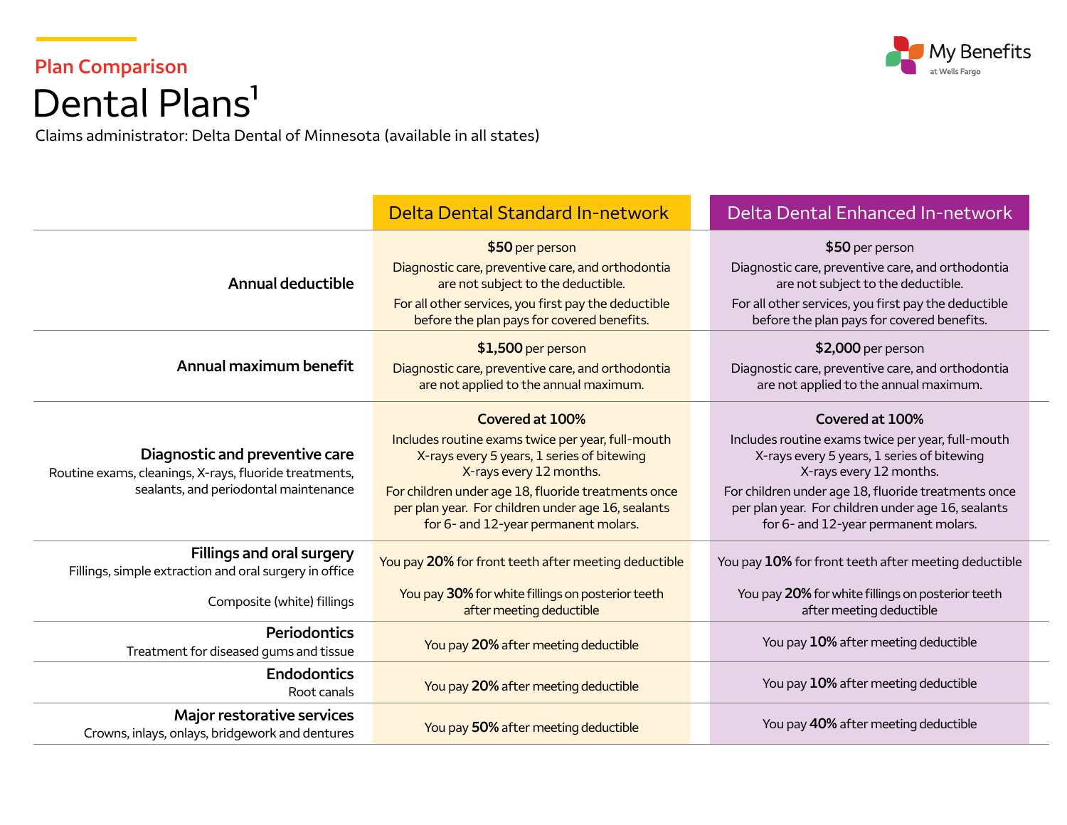## Plan Comparison

# Dental Plans[1]

Claims administrator: Delta Dental of Minnesota (available in all states)

| | Delta Dental Standard In-network | Delta Dental Enhanced In-network |
|---|---|---|
| **Annual deductible** | **$50** per person<br>Diagnostic care, preventive care, and orthodontia are not subject to the deductible.<br>For all other services, you first pay the deductible before the plan pays for covered benefits. | **$50** per person<br>Diagnostic care, preventive care, and orthodontia are not subject to the deductible.<br>For all other services, you first pay the deductible before the plan pays for covered benefits. |
| **Annual maximum benefit** | **$1,500** per person<br>Diagnostic care, preventive care, and orthodontia are not applied to the annual maximum. | **$2,000** per person<br>Diagnostic care, preventive care, and orthodontia are not applied to the annual maximum. |
| **Diagnostic and preventive care**<br>Routine exams, cleanings, X-rays, fluoride treatments, sealants, and periodontal maintenance | **Covered at 100%**<br>Includes routine exams twice per year, full-mouth X-rays every 5 years, 1 series of bitewing X-rays every 12 months.<br>For children under age 18, fluoride treatments once per plan year. For children under age 16, sealants for 6- and 12-year permanent molars. | **Covered at 100%**<br>Includes routine exams twice per year, full-mouth X-rays every 5 years, 1 series of bitewing X-rays every 12 months.<br>For children under age 18, fluoride treatments once per plan year. For children under age 16, sealants for 6- and 12-year permanent molars. |
| **Fillings and oral surgery**<br>Fillings, simple extraction and oral surgery in office | You pay **20%** for front teeth after meeting deductible | You pay **10%** for front teeth after meeting deductible |
| Composite (white) fillings | You pay **30%** for white fillings on posterior teeth after meeting deductible | You pay **20%** for white fillings on posterior teeth after meeting deductible |
| **Periodontics**<br>Treatment for diseased gums and tissue | You pay **20%** after meeting deductible | You pay **10%** after meeting deductible |
| **Endodontics**<br>Root canals | You pay **20%** after meeting deductible | You pay **10%** after meeting deductible |
| **Major restorative services**<br>Crowns, inlays, onlays, bridgework and dentures | You pay **50%** after meeting deductible | You pay **40%** after meeting deductible |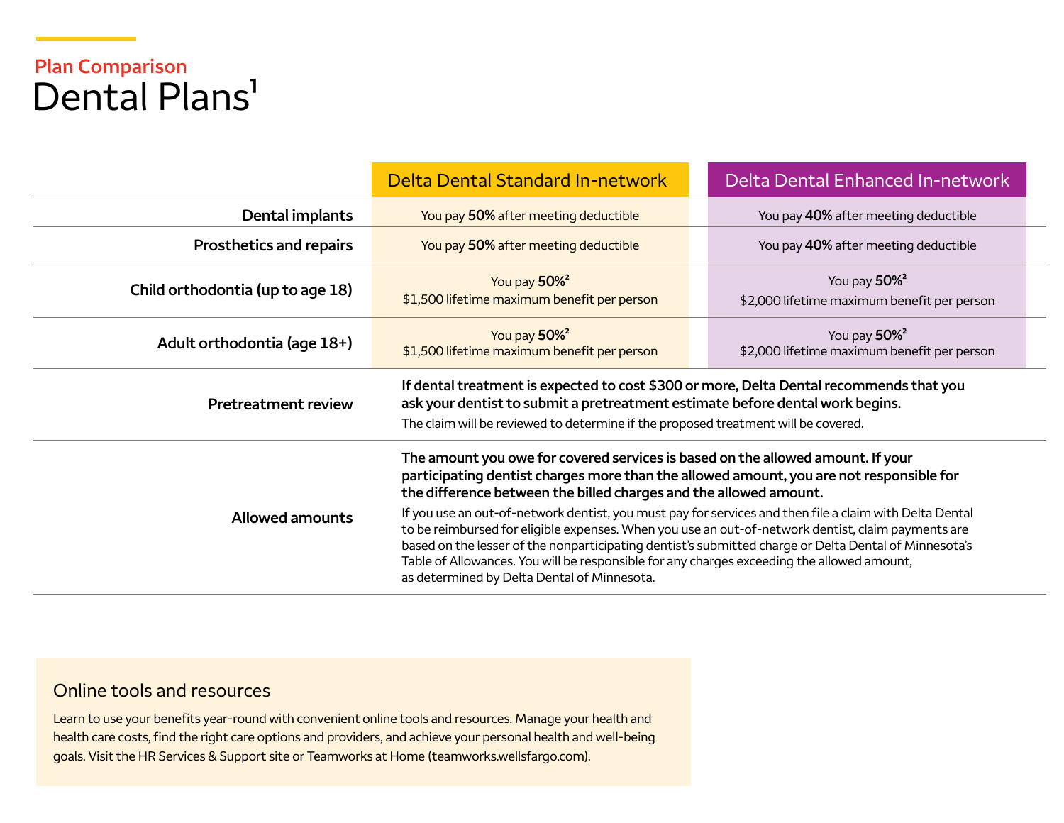## Plan Comparison

# Dental Plans[1]

| | Delta Dental Standard In-network | Delta Dental Enhanced In-network |
|---|---|---|
| **Dental implants** | You pay **50%** after meeting deductible | You pay **40%** after meeting deductible |
| **Prosthetics and repairs** | You pay **50%** after meeting deductible | You pay **40%** after meeting deductible |
| **Child orthodontia (up to age 18)** | You pay **50%**[2] $1,500 lifetime maximum benefit per person | You pay **50%**[2] $2,000 lifetime maximum benefit per person |
| **Adult orthodontia (age 18+)** | You pay **50%**[2] $1,500 lifetime maximum benefit per person | You pay **50%**[2] $2,000 lifetime maximum benefit per person |
| **Pretreatment review** | **If dental treatment is expected to cost $300 or more, Delta Dental recommends that you ask your dentist to submit a pretreatment estimate before dental work begins.** The claim will be reviewed to determine if the proposed treatment will be covered. | |
| **Allowed amounts** | **The amount you owe for covered services is based on the allowed amount. If your participating dentist charges more than the allowed amount, you are not responsible for the difference between the billed charges and the allowed amount.** If you use an out-of-network dentist, you must pay for services and then file a claim with Delta Dental to be reimbursed for eligible expenses. When you use an out-of-network dentist, claim payments are based on the lesser of the nonparticipating dentist's submitted charge or Delta Dental of Minnesota's Table of Allowances. You will be responsible for any charges exceeding the allowed amount, as determined by Delta Dental of Minnesota. | |

### Online tools and resources

Learn to use your benefits year-round with convenient online tools and resources. Manage your health and health care costs, find the right care options and providers, and achieve your personal health and well-being goals. Visit the HR Services & Support site or Teamworks at Home (teamworks.wellsfargo.com).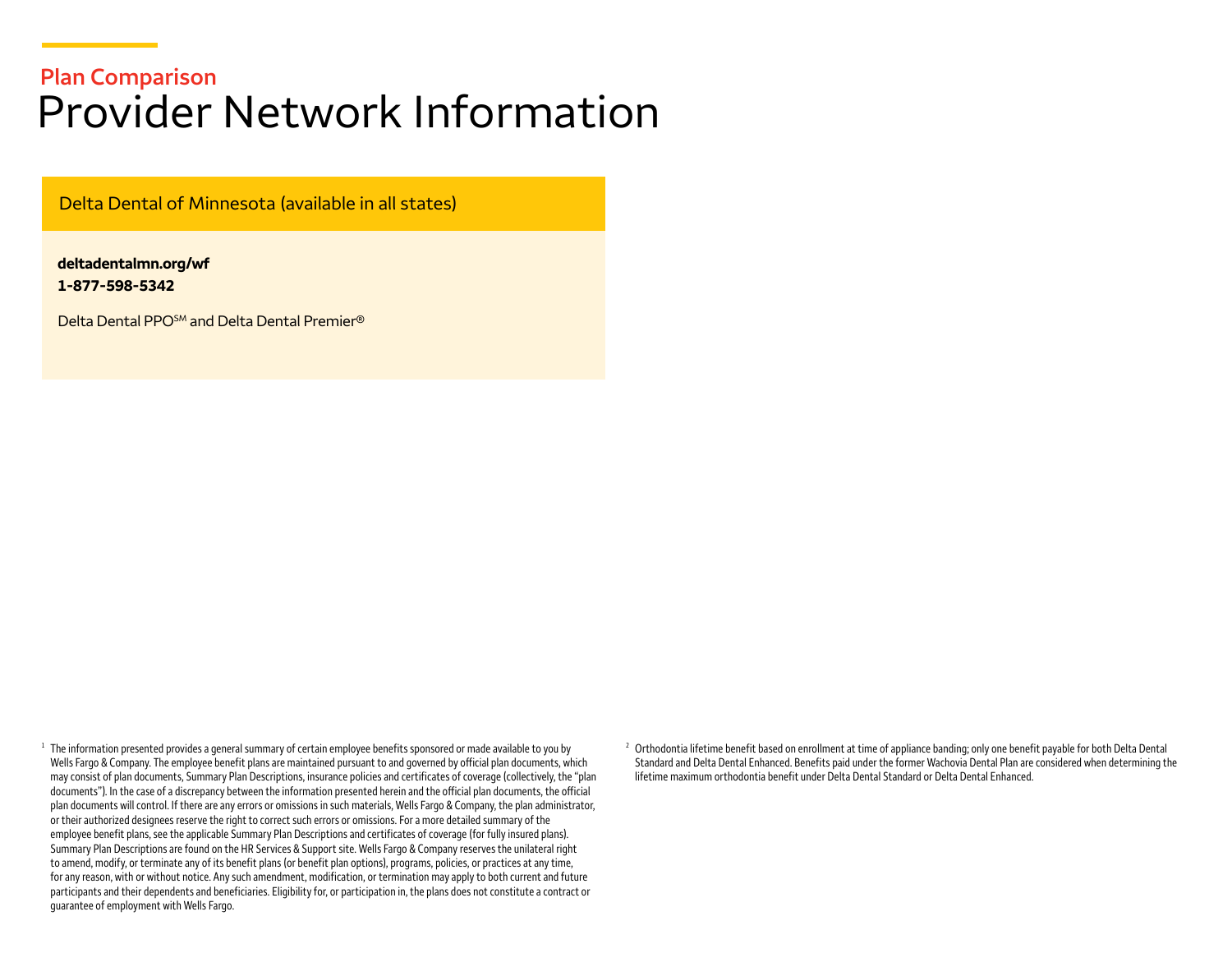## Plan Comparison

# Provider Network Information

| Delta Dental of Minnesota (available in all states) |
| --- |
| **deltadentalmn.org/wf**<br>**1-877-598-5342**<br><br>Delta Dental PPO℠ and Delta Dental Premier® |

[1] The information presented provides a general summary of certain employee benefits sponsored or made available to you by Wells Fargo & Company. The employee benefit plans are maintained pursuant to and governed by official plan documents, which may consist of plan documents, Summary Plan Descriptions, insurance policies and certificates of coverage (collectively, the "plan documents"). In the case of a discrepancy between the information presented herein and the official plan documents, the official plan documents will control. If there are any errors or omissions in such materials, Wells Fargo & Company, the plan administrator, or their authorized designees reserve the right to correct such errors or omissions. For a more detailed summary of the employee benefit plans, see the applicable Summary Plan Descriptions and certificates of coverage (for fully insured plans). Summary Plan Descriptions are found on the HR Services & Support site. Wells Fargo & Company reserves the unilateral right to amend, modify, or terminate any of its benefit plans (or benefit plan options), programs, policies, or practices at any time, for any reason, with or without notice. Any such amendment, modification, or termination may apply to both current and future participants and their dependents and beneficiaries. Eligibility for, or participation in, the plans does not constitute a contract or guarantee of employment with Wells Fargo.

[2] Orthodontia lifetime benefit based on enrollment at time of appliance banding; only one benefit payable for both Delta Dental Standard and Delta Dental Enhanced. Benefits paid under the former Wachovia Dental Plan are considered when determining the lifetime maximum orthodontia benefit under Delta Dental Standard or Delta Dental Enhanced.